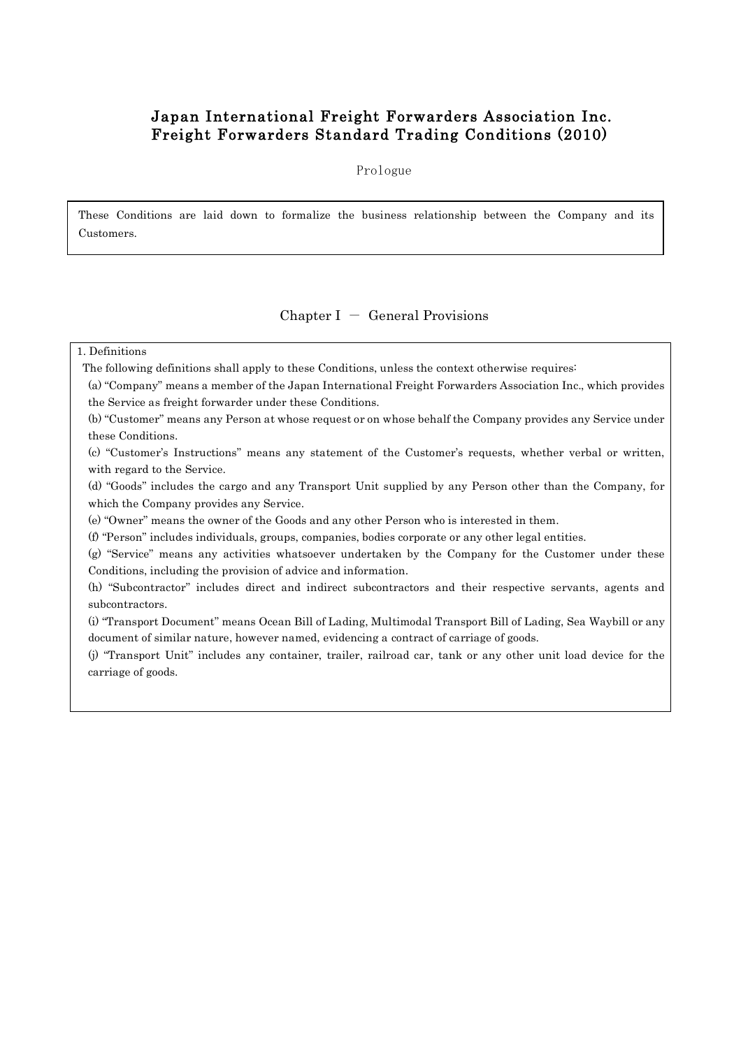# Japan International Freight Forwarders Association Inc.
# Freight Forwarders Standard Trading Conditions (2010)

Prologue

These Conditions are laid down to formalize the business relationship between the Company and its Customers.

## Chapter I － General Provisions

### 1. Definitions

The following definitions shall apply to these Conditions, unless the context otherwise requires:

(a) "Company" means a member of the Japan International Freight Forwarders Association Inc., which provides the Service as freight forwarder under these Conditions.

(b) "Customer" means any Person at whose request or on whose behalf the Company provides any Service under these Conditions.

(c) "Customer's Instructions" means any statement of the Customer's requests, whether verbal or written, with regard to the Service.

(d) "Goods" includes the cargo and any Transport Unit supplied by any Person other than the Company, for which the Company provides any Service.

(e) "Owner" means the owner of the Goods and any other Person who is interested in them.

(f) "Person" includes individuals, groups, companies, bodies corporate or any other legal entities.

(g) "Service" means any activities whatsoever undertaken by the Company for the Customer under these Conditions, including the provision of advice and information.

(h) "Subcontractor" includes direct and indirect subcontractors and their respective servants, agents and subcontractors.

(i) "Transport Document" means Ocean Bill of Lading, Multimodal Transport Bill of Lading, Sea Waybill or any document of similar nature, however named, evidencing a contract of carriage of goods.

(j) "Transport Unit" includes any container, trailer, railroad car, tank or any other unit load device for the carriage of goods.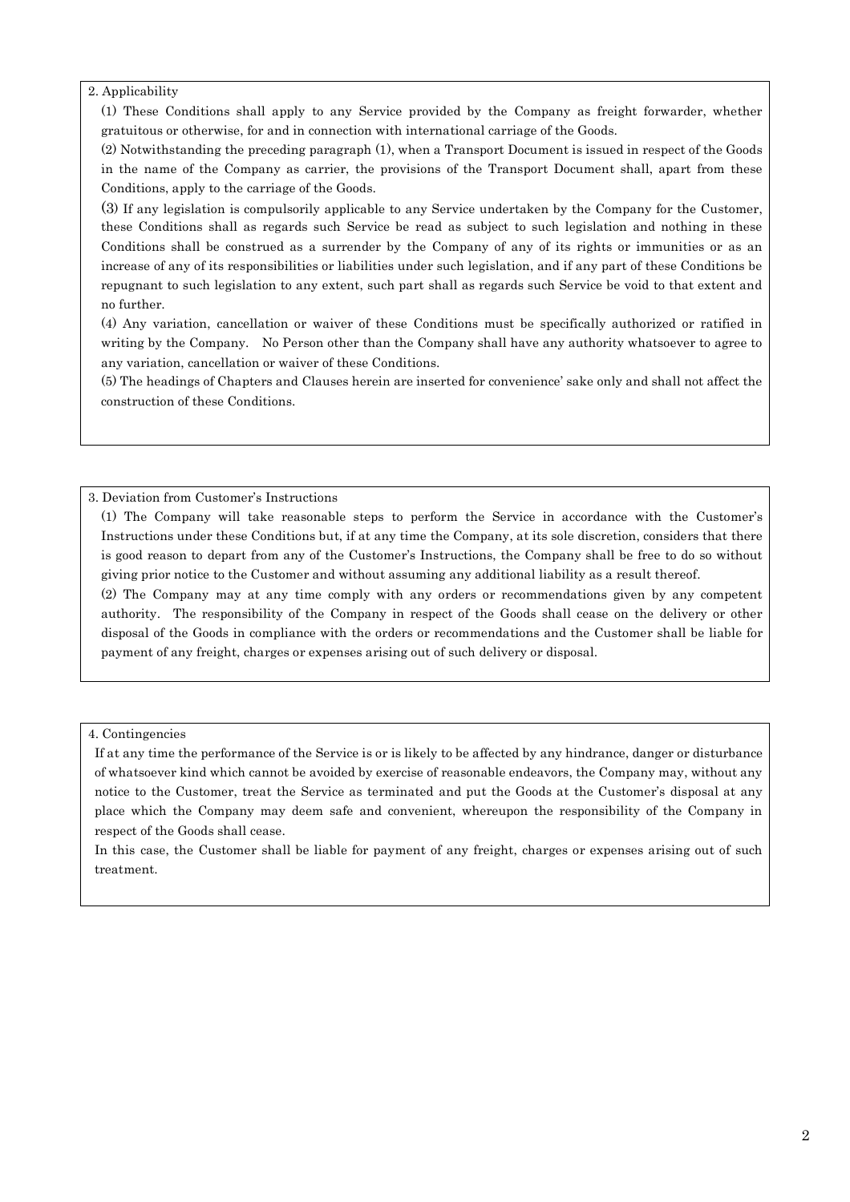## 2. Applicability

(1) These Conditions shall apply to any Service provided by the Company as freight forwarder, whether gratuitous or otherwise, for and in connection with international carriage of the Goods.

(2) Notwithstanding the preceding paragraph (1), when a Transport Document is issued in respect of the Goods in the name of the Company as carrier, the provisions of the Transport Document shall, apart from these Conditions, apply to the carriage of the Goods.

(3) If any legislation is compulsorily applicable to any Service undertaken by the Company for the Customer, these Conditions shall as regards such Service be read as subject to such legislation and nothing in these Conditions shall be construed as a surrender by the Company of any of its rights or immunities or as an increase of any of its responsibilities or liabilities under such legislation, and if any part of these Conditions be repugnant to such legislation to any extent, such part shall as regards such Service be void to that extent and no further.

(4) Any variation, cancellation or waiver of these Conditions must be specifically authorized or ratified in writing by the Company. No Person other than the Company shall have any authority whatsoever to agree to any variation, cancellation or waiver of these Conditions.

(5) The headings of Chapters and Clauses herein are inserted for convenience' sake only and shall not affect the construction of these Conditions.

## 3. Deviation from Customer's Instructions

(1) The Company will take reasonable steps to perform the Service in accordance with the Customer's Instructions under these Conditions but, if at any time the Company, at its sole discretion, considers that there is good reason to depart from any of the Customer's Instructions, the Company shall be free to do so without giving prior notice to the Customer and without assuming any additional liability as a result thereof.

(2) The Company may at any time comply with any orders or recommendations given by any competent authority. The responsibility of the Company in respect of the Goods shall cease on the delivery or other disposal of the Goods in compliance with the orders or recommendations and the Customer shall be liable for payment of any freight, charges or expenses arising out of such delivery or disposal.

## 4. Contingencies

If at any time the performance of the Service is or is likely to be affected by any hindrance, danger or disturbance of whatsoever kind which cannot be avoided by exercise of reasonable endeavors, the Company may, without any notice to the Customer, treat the Service as terminated and put the Goods at the Customer's disposal at any place which the Company may deem safe and convenient, whereupon the responsibility of the Company in respect of the Goods shall cease.

In this case, the Customer shall be liable for payment of any freight, charges or expenses arising out of such treatment.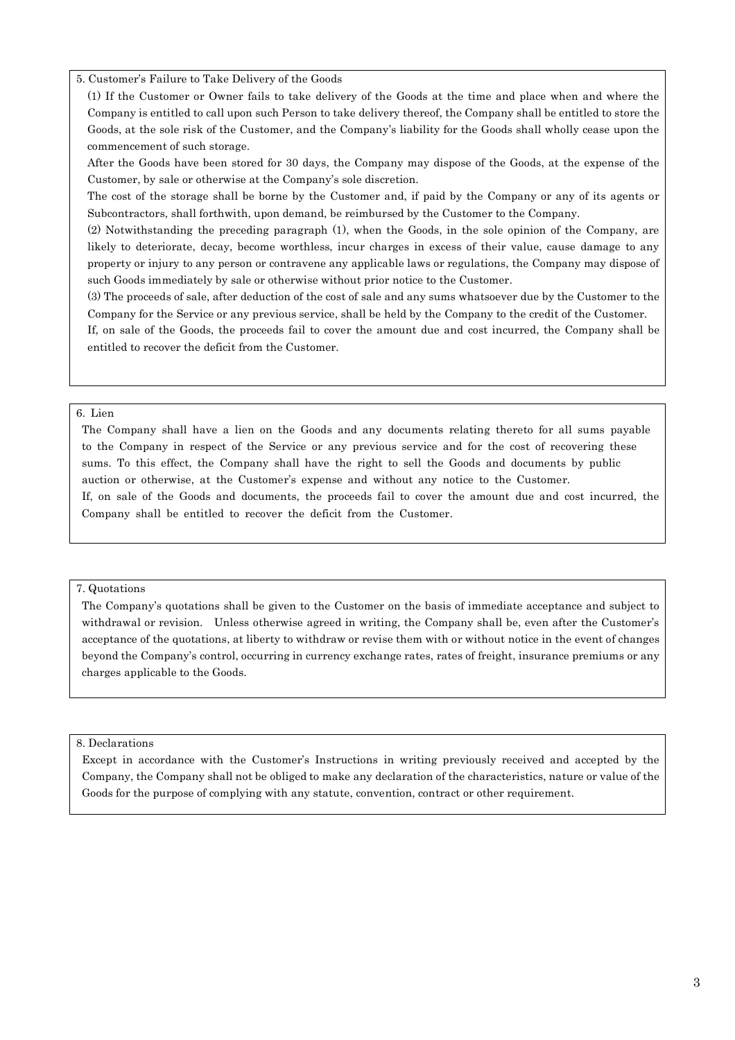## 5. Customer's Failure to Take Delivery of the Goods

(1) If the Customer or Owner fails to take delivery of the Goods at the time and place when and where the Company is entitled to call upon such Person to take delivery thereof, the Company shall be entitled to store the Goods, at the sole risk of the Customer, and the Company's liability for the Goods shall wholly cease upon the commencement of such storage.

After the Goods have been stored for 30 days, the Company may dispose of the Goods, at the expense of the Customer, by sale or otherwise at the Company's sole discretion.

The cost of the storage shall be borne by the Customer and, if paid by the Company or any of its agents or Subcontractors, shall forthwith, upon demand, be reimbursed by the Customer to the Company.

(2) Notwithstanding the preceding paragraph (1), when the Goods, in the sole opinion of the Company, are likely to deteriorate, decay, become worthless, incur charges in excess of their value, cause damage to any property or injury to any person or contravene any applicable laws or regulations, the Company may dispose of such Goods immediately by sale or otherwise without prior notice to the Customer.

(3) The proceeds of sale, after deduction of the cost of sale and any sums whatsoever due by the Customer to the Company for the Service or any previous service, shall be held by the Company to the credit of the Customer.

If, on sale of the Goods, the proceeds fail to cover the amount due and cost incurred, the Company shall be entitled to recover the deficit from the Customer.

## 6. Lien

The Company shall have a lien on the Goods and any documents relating thereto for all sums payable to the Company in respect of the Service or any previous service and for the cost of recovering these sums. To this effect, the Company shall have the right to sell the Goods and documents by public auction or otherwise, at the Customer's expense and without any notice to the Customer.

If, on sale of the Goods and documents, the proceeds fail to cover the amount due and cost incurred, the Company shall be entitled to recover the deficit from the Customer.

## 7. Quotations

The Company's quotations shall be given to the Customer on the basis of immediate acceptance and subject to withdrawal or revision. Unless otherwise agreed in writing, the Company shall be, even after the Customer's acceptance of the quotations, at liberty to withdraw or revise them with or without notice in the event of changes beyond the Company's control, occurring in currency exchange rates, rates of freight, insurance premiums or any charges applicable to the Goods.

## 8. Declarations

Except in accordance with the Customer's Instructions in writing previously received and accepted by the Company, the Company shall not be obliged to make any declaration of the characteristics, nature or value of the Goods for the purpose of complying with any statute, convention, contract or other requirement.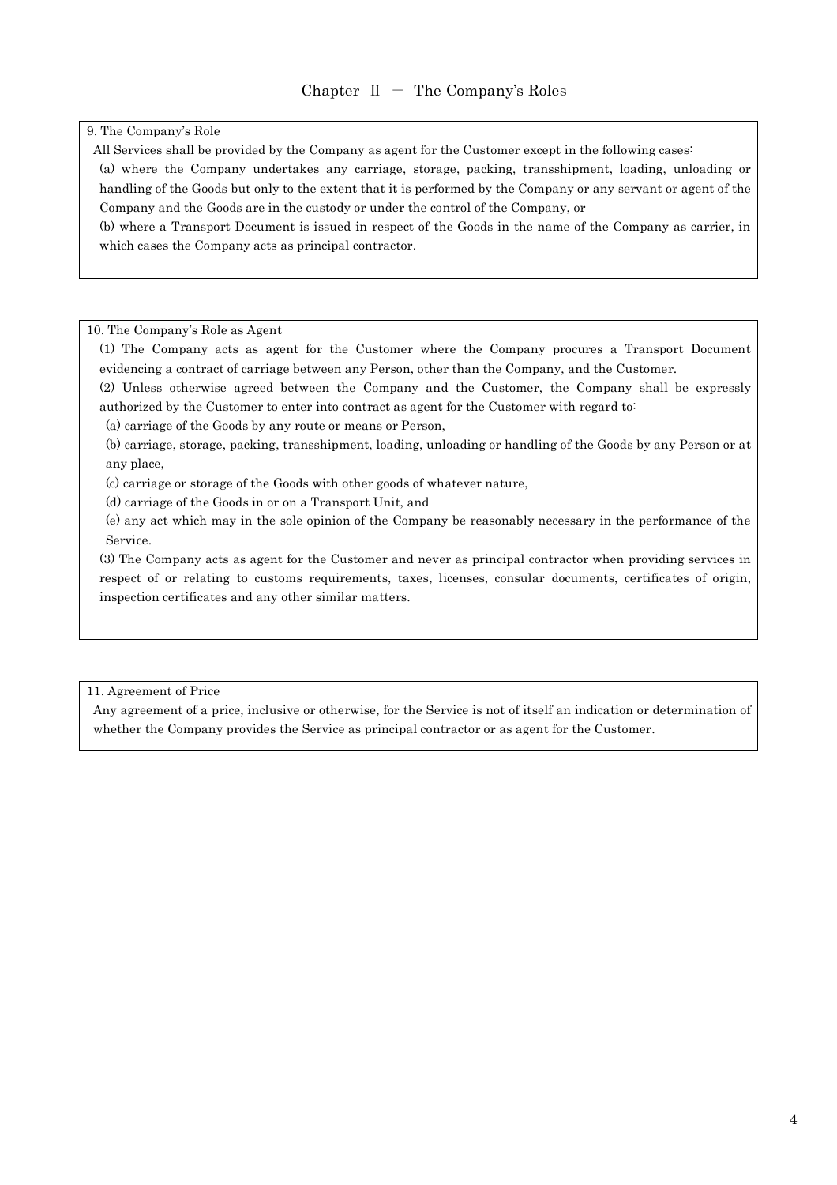## Chapter II － The Company's Roles

### 9. The Company's Role

All Services shall be provided by the Company as agent for the Customer except in the following cases:

(a) where the Company undertakes any carriage, storage, packing, transshipment, loading, unloading or handling of the Goods but only to the extent that it is performed by the Company or any servant or agent of the Company and the Goods are in the custody or under the control of the Company, or

(b) where a Transport Document is issued in respect of the Goods in the name of the Company as carrier, in which cases the Company acts as principal contractor.

### 10. The Company's Role as Agent

(1) The Company acts as agent for the Customer where the Company procures a Transport Document evidencing a contract of carriage between any Person, other than the Company, and the Customer.

(2) Unless otherwise agreed between the Company and the Customer, the Company shall be expressly authorized by the Customer to enter into contract as agent for the Customer with regard to:

(a) carriage of the Goods by any route or means or Person,

(b) carriage, storage, packing, transshipment, loading, unloading or handling of the Goods by any Person or at any place,

(c) carriage or storage of the Goods with other goods of whatever nature,

(d) carriage of the Goods in or on a Transport Unit, and

(e) any act which may in the sole opinion of the Company be reasonably necessary in the performance of the Service.

(3) The Company acts as agent for the Customer and never as principal contractor when providing services in respect of or relating to customs requirements, taxes, licenses, consular documents, certificates of origin, inspection certificates and any other similar matters.

### 11. Agreement of Price

Any agreement of a price, inclusive or otherwise, for the Service is not of itself an indication or determination of whether the Company provides the Service as principal contractor or as agent for the Customer.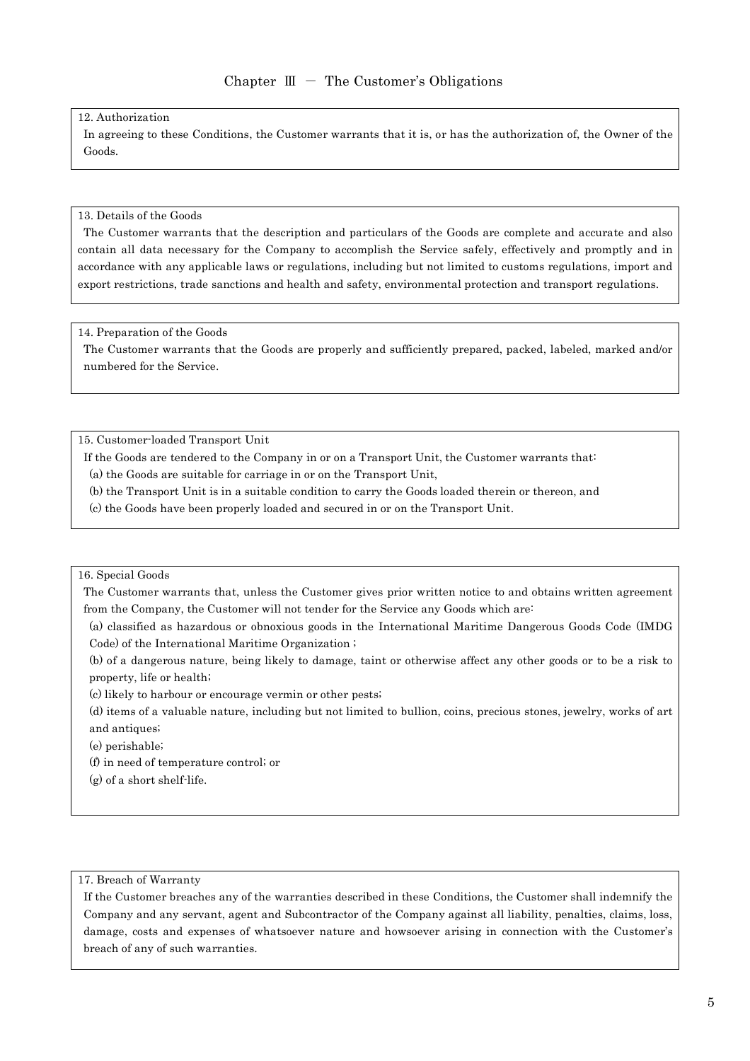## Chapter Ⅲ － The Customer's Obligations

### 12. Authorization

In agreeing to these Conditions, the Customer warrants that it is, or has the authorization of, the Owner of the Goods.

### 13. Details of the Goods

The Customer warrants that the description and particulars of the Goods are complete and accurate and also contain all data necessary for the Company to accomplish the Service safely, effectively and promptly and in accordance with any applicable laws or regulations, including but not limited to customs regulations, import and export restrictions, trade sanctions and health and safety, environmental protection and transport regulations.

### 14. Preparation of the Goods

The Customer warrants that the Goods are properly and sufficiently prepared, packed, labeled, marked and/or numbered for the Service.

### 15. Customer-loaded Transport Unit

If the Goods are tendered to the Company in or on a Transport Unit, the Customer warrants that:

(a) the Goods are suitable for carriage in or on the Transport Unit,

(b) the Transport Unit is in a suitable condition to carry the Goods loaded therein or thereon, and

(c) the Goods have been properly loaded and secured in or on the Transport Unit.

### 16. Special Goods

The Customer warrants that, unless the Customer gives prior written notice to and obtains written agreement from the Company, the Customer will not tender for the Service any Goods which are:

(a) classified as hazardous or obnoxious goods in the International Maritime Dangerous Goods Code (IMDG Code) of the International Maritime Organization ;

(b) of a dangerous nature, being likely to damage, taint or otherwise affect any other goods or to be a risk to property, life or health;

(c) likely to harbour or encourage vermin or other pests;

(d) items of a valuable nature, including but not limited to bullion, coins, precious stones, jewelry, works of art and antiques;

(e) perishable;

(f) in need of temperature control; or

(g) of a short shelf-life.

### 17. Breach of Warranty

If the Customer breaches any of the warranties described in these Conditions, the Customer shall indemnify the Company and any servant, agent and Subcontractor of the Company against all liability, penalties, claims, loss, damage, costs and expenses of whatsoever nature and howsoever arising in connection with the Customer's breach of any of such warranties.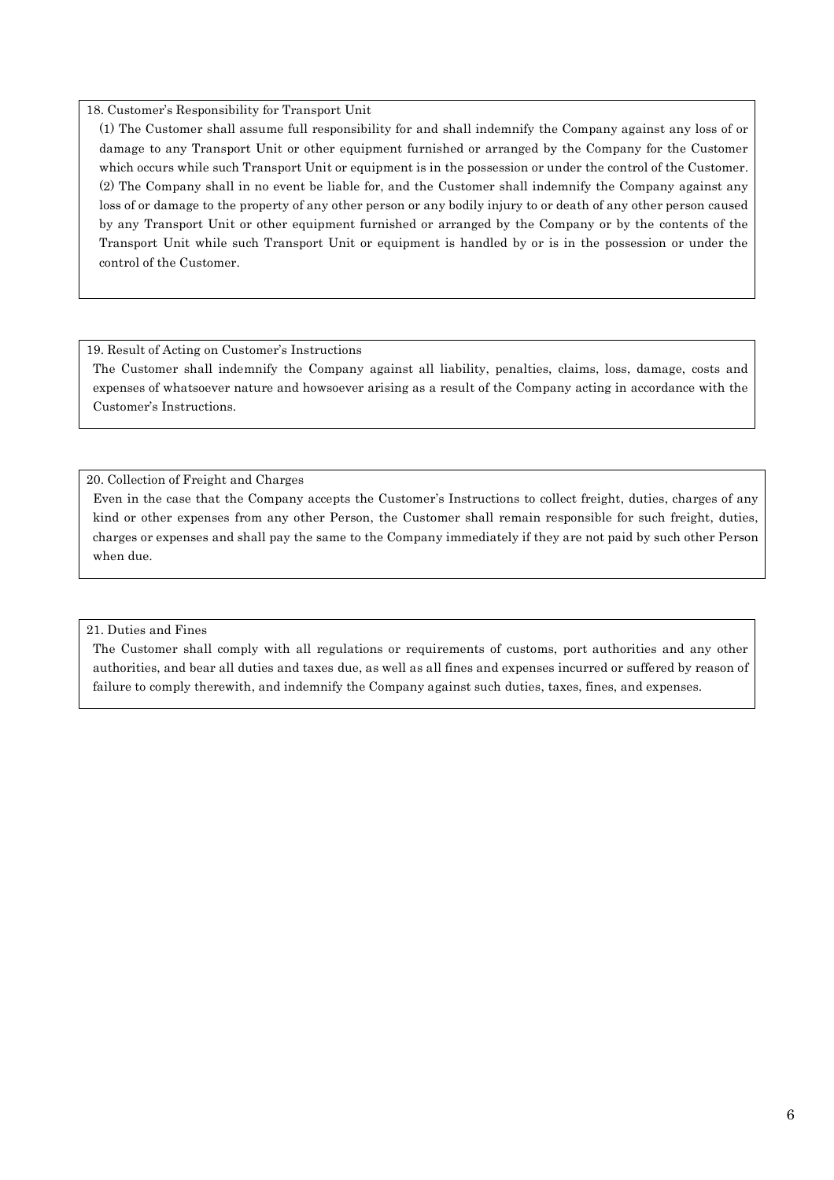### 18. Customer's Responsibility for Transport Unit

(1) The Customer shall assume full responsibility for and shall indemnify the Company against any loss of or damage to any Transport Unit or other equipment furnished or arranged by the Company for the Customer which occurs while such Transport Unit or equipment is in the possession or under the control of the Customer.

(2) The Company shall in no event be liable for, and the Customer shall indemnify the Company against any loss of or damage to the property of any other person or any bodily injury to or death of any other person caused by any Transport Unit or other equipment furnished or arranged by the Company or by the contents of the Transport Unit while such Transport Unit or equipment is handled by or is in the possession or under the control of the Customer.

### 19. Result of Acting on Customer's Instructions

The Customer shall indemnify the Company against all liability, penalties, claims, loss, damage, costs and expenses of whatsoever nature and howsoever arising as a result of the Company acting in accordance with the Customer's Instructions.

### 20. Collection of Freight and Charges

Even in the case that the Company accepts the Customer's Instructions to collect freight, duties, charges of any kind or other expenses from any other Person, the Customer shall remain responsible for such freight, duties, charges or expenses and shall pay the same to the Company immediately if they are not paid by such other Person when due.

### 21. Duties and Fines

The Customer shall comply with all regulations or requirements of customs, port authorities and any other authorities, and bear all duties and taxes due, as well as all fines and expenses incurred or suffered by reason of failure to comply therewith, and indemnify the Company against such duties, taxes, fines, and expenses.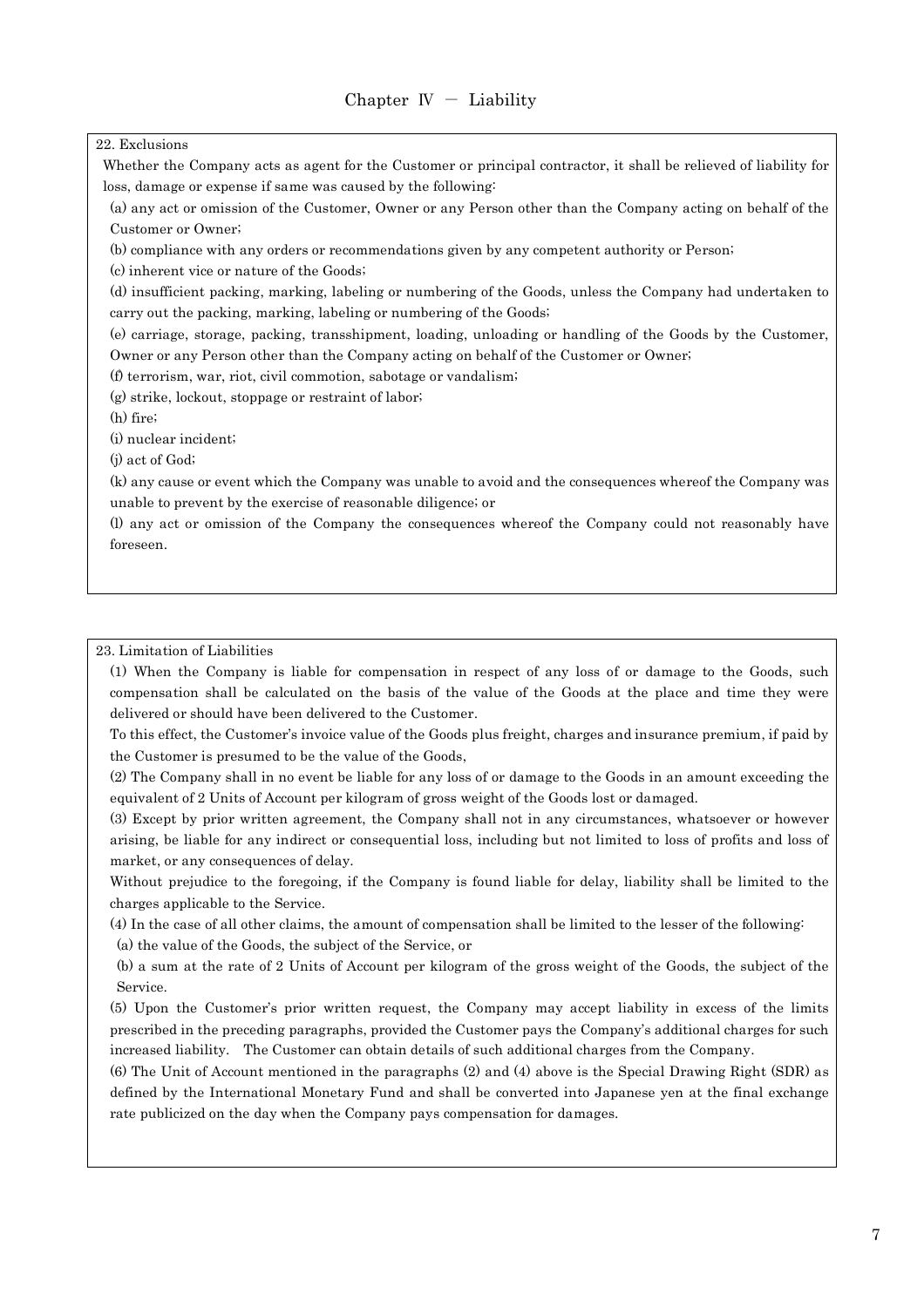## Chapter Ⅳ － Liability

### 22. Exclusions

Whether the Company acts as agent for the Customer or principal contractor, it shall be relieved of liability for loss, damage or expense if same was caused by the following:

(a) any act or omission of the Customer, Owner or any Person other than the Company acting on behalf of the Customer or Owner;

(b) compliance with any orders or recommendations given by any competent authority or Person;

(c) inherent vice or nature of the Goods;

(d) insufficient packing, marking, labeling or numbering of the Goods, unless the Company had undertaken to carry out the packing, marking, labeling or numbering of the Goods;

(e) carriage, storage, packing, transshipment, loading, unloading or handling of the Goods by the Customer, Owner or any Person other than the Company acting on behalf of the Customer or Owner;

(f) terrorism, war, riot, civil commotion, sabotage or vandalism;

(g) strike, lockout, stoppage or restraint of labor;

(h) fire;

(i) nuclear incident;

(j) act of God;

(k) any cause or event which the Company was unable to avoid and the consequences whereof the Company was unable to prevent by the exercise of reasonable diligence; or

(l) any act or omission of the Company the consequences whereof the Company could not reasonably have foreseen.

### 23. Limitation of Liabilities

(1) When the Company is liable for compensation in respect of any loss of or damage to the Goods, such compensation shall be calculated on the basis of the value of the Goods at the place and time they were delivered or should have been delivered to the Customer.

To this effect, the Customer's invoice value of the Goods plus freight, charges and insurance premium, if paid by the Customer is presumed to be the value of the Goods,

(2) The Company shall in no event be liable for any loss of or damage to the Goods in an amount exceeding the equivalent of 2 Units of Account per kilogram of gross weight of the Goods lost or damaged.

(3) Except by prior written agreement, the Company shall not in any circumstances, whatsoever or however arising, be liable for any indirect or consequential loss, including but not limited to loss of profits and loss of market, or any consequences of delay.

Without prejudice to the foregoing, if the Company is found liable for delay, liability shall be limited to the charges applicable to the Service.

(4) In the case of all other claims, the amount of compensation shall be limited to the lesser of the following:

(a) the value of the Goods, the subject of the Service, or

(b) a sum at the rate of 2 Units of Account per kilogram of the gross weight of the Goods, the subject of the Service.

(5) Upon the Customer's prior written request, the Company may accept liability in excess of the limits prescribed in the preceding paragraphs, provided the Customer pays the Company's additional charges for such increased liability. The Customer can obtain details of such additional charges from the Company.

(6) The Unit of Account mentioned in the paragraphs (2) and (4) above is the Special Drawing Right (SDR) as defined by the International Monetary Fund and shall be converted into Japanese yen at the final exchange rate publicized on the day when the Company pays compensation for damages.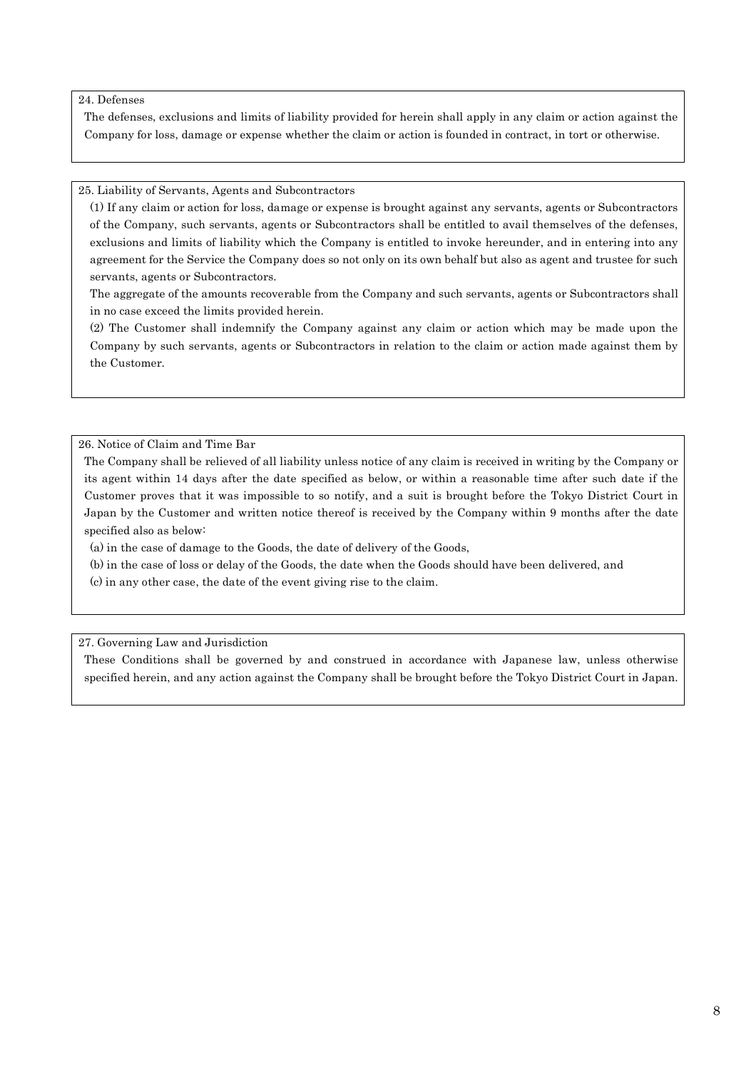### 24. Defenses

The defenses, exclusions and limits of liability provided for herein shall apply in any claim or action against the Company for loss, damage or expense whether the claim or action is founded in contract, in tort or otherwise.

### 25. Liability of Servants, Agents and Subcontractors

(1) If any claim or action for loss, damage or expense is brought against any servants, agents or Subcontractors of the Company, such servants, agents or Subcontractors shall be entitled to avail themselves of the defenses, exclusions and limits of liability which the Company is entitled to invoke hereunder, and in entering into any agreement for the Service the Company does so not only on its own behalf but also as agent and trustee for such servants, agents or Subcontractors.

The aggregate of the amounts recoverable from the Company and such servants, agents or Subcontractors shall in no case exceed the limits provided herein.

(2) The Customer shall indemnify the Company against any claim or action which may be made upon the Company by such servants, agents or Subcontractors in relation to the claim or action made against them by the Customer.

### 26. Notice of Claim and Time Bar

The Company shall be relieved of all liability unless notice of any claim is received in writing by the Company or its agent within 14 days after the date specified as below, or within a reasonable time after such date if the Customer proves that it was impossible to so notify, and a suit is brought before the Tokyo District Court in Japan by the Customer and written notice thereof is received by the Company within 9 months after the date specified also as below:

(a) in the case of damage to the Goods, the date of delivery of the Goods,

(b) in the case of loss or delay of the Goods, the date when the Goods should have been delivered, and

(c) in any other case, the date of the event giving rise to the claim.

### 27. Governing Law and Jurisdiction

These Conditions shall be governed by and construed in accordance with Japanese law, unless otherwise specified herein, and any action against the Company shall be brought before the Tokyo District Court in Japan.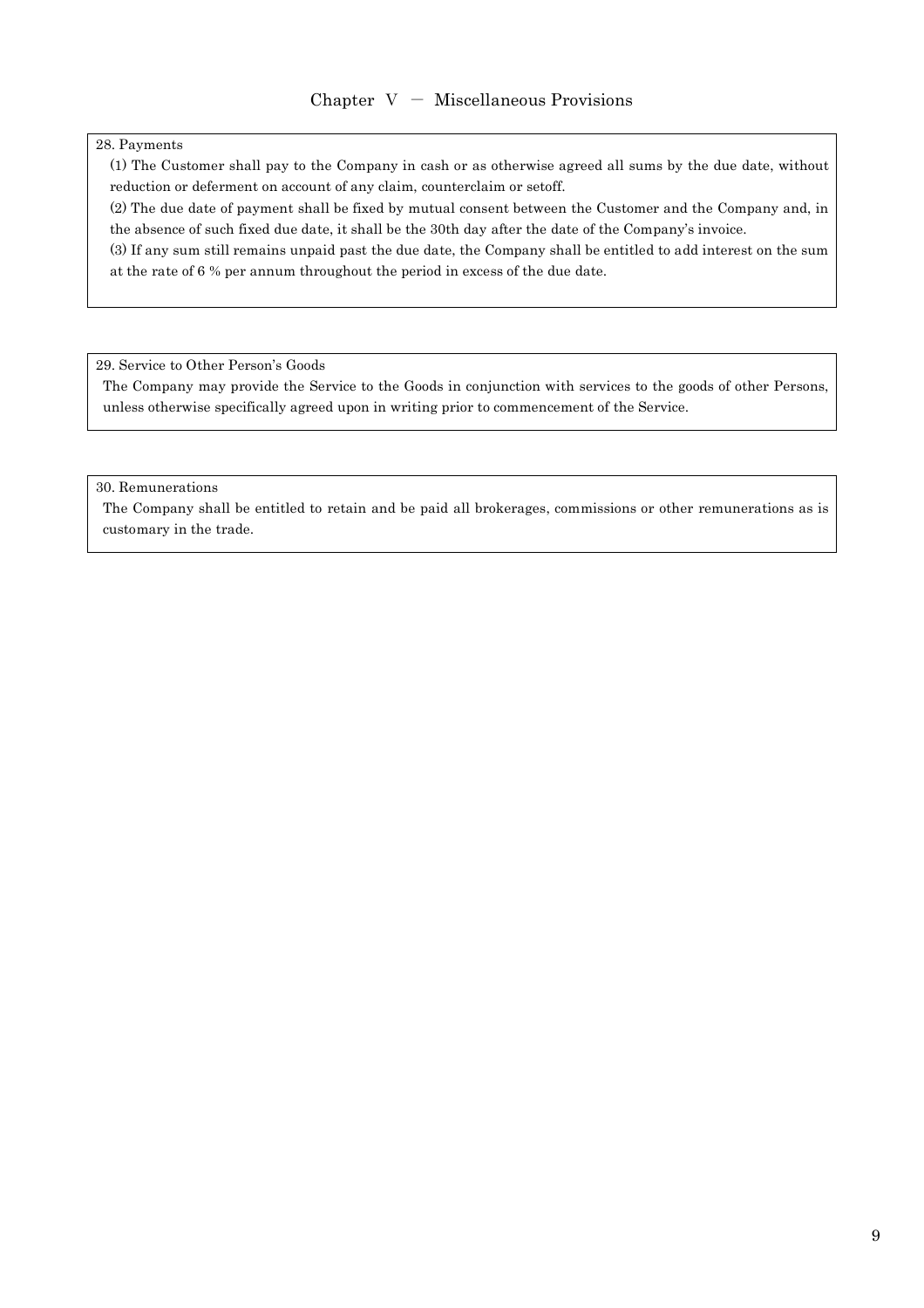## Chapter Ⅴ － Miscellaneous Provisions

### 28. Payments

(1) The Customer shall pay to the Company in cash or as otherwise agreed all sums by the due date, without reduction or deferment on account of any claim, counterclaim or setoff.

(2) The due date of payment shall be fixed by mutual consent between the Customer and the Company and, in the absence of such fixed due date, it shall be the 30th day after the date of the Company's invoice.

(3) If any sum still remains unpaid past the due date, the Company shall be entitled to add interest on the sum at the rate of 6 % per annum throughout the period in excess of the due date.

### 29. Service to Other Person's Goods

The Company may provide the Service to the Goods in conjunction with services to the goods of other Persons, unless otherwise specifically agreed upon in writing prior to commencement of the Service.

### 30. Remunerations

The Company shall be entitled to retain and be paid all brokerages, commissions or other remunerations as is customary in the trade.